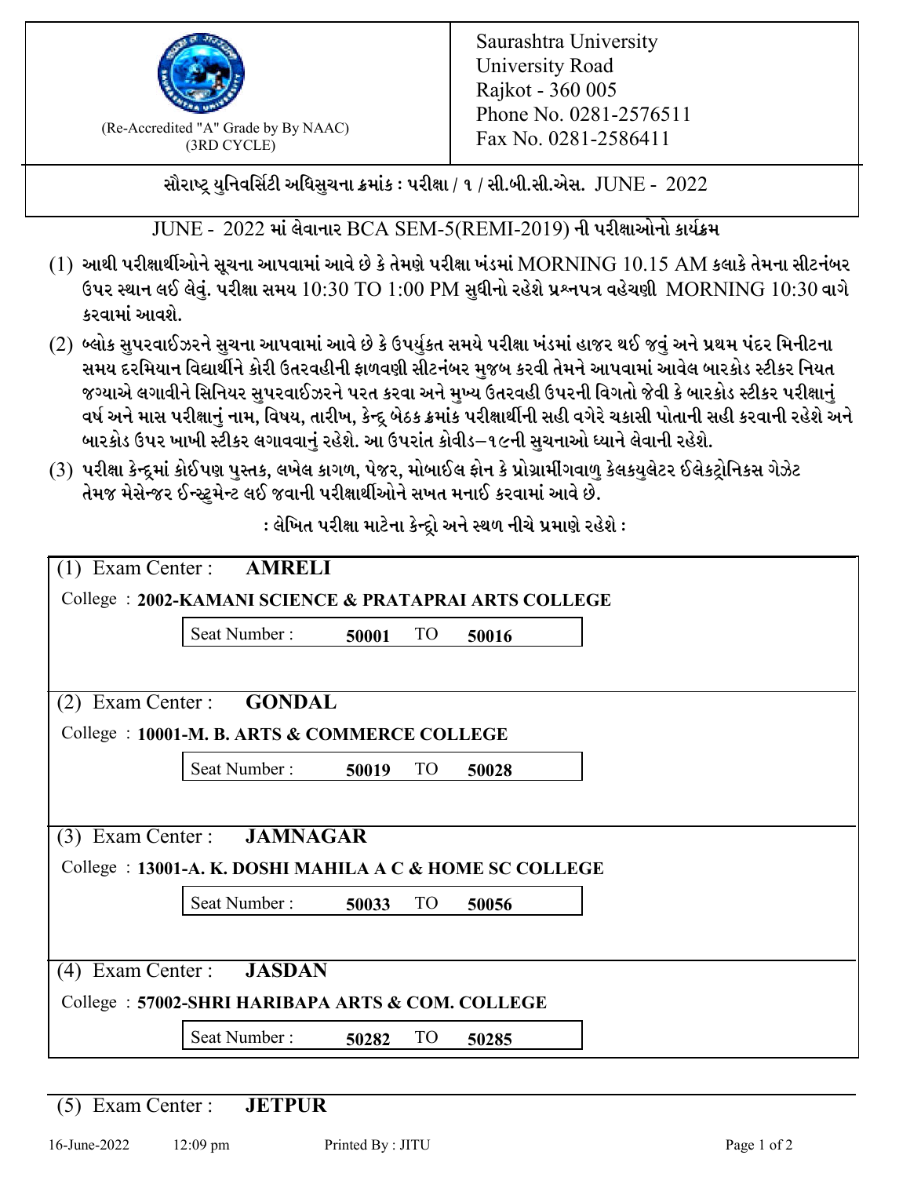(Re-Accredited "A" Grade by By NAAC)
(3RD CYCLE)

Saurashtra University
University Road
Rajkot - 360 005
Phone No. 0281-2576511
Fax No. 0281-2586411

**સૌરાષ્ટ્ર યુનિવર્સિટી અધિસુચના ક્રમાંક : પરીક્ષા / ૧ / સી.બી.સી.એસ. JUNE - 2022**

**JUNE - 2022 માં લેવાનાર BCA SEM-5(REMI-2019) ની પરીક્ષાઓનો કાર્યક્રમ**

(1) આથી પરીક્ષાર્થીઓને સૂચના આપવામાં આવે છે કે તેમણે પરીક્ષા ખંડમાં MORNING 10.15 AM કલાકે તેમના સીટનંબર ઉપર સ્થાન લઈ લેવું. પરીક્ષા સમય 10:30 TO 1:00 PM સુધીનો રહેશે પ્રશ્નપત્ર વહેચણી MORNING 10:30 વાગે કરવામાં આવશે.

(2) બ્લોક સુપરવાઈઝરને સુચના આપવામાં આવે છે કે ઉપર્યુકત સમયે પરીક્ષા ખંડમાં હાજર થઈ જવું અને પ્રથમ પંદર મિનીટના સમય દરમિયાન વિદ્યાર્થીને કોરી ઉતરવહીની ફાળવણી સીટનંબર મુજબ કરવી તેમને આપવામાં આવેલ બારકોડ સ્ટીકર નિયત જગ્યાએ લગાવીને સિનિયર સુપરવાઈઝરને પરત કરવા અને મુખ્ય ઉતરવહી ઉપરની વિગતો જેવી કે બારકોડ સ્ટીકર પરીક્ષાનું વર્ષ અને માસ પરીક્ષાનું નામ, વિષય, તારીખ, કેન્દ્ર બેઠક ક્રમાંક પરીક્ષાર્થીની સહી વગેરે ચકાસી પોતાની સહી કરવાની રહેશે અને બારકોડ ઉપર ખાખી સ્ટીકર લગાવવાનું રહેશે. આ ઉપરાંત કોવીડ–૧૯ની સુચનાઓ ધ્યાને લેવાની રહેશે.

(3) પરીક્ષા કેન્દ્રમાં કોઈપણ પુસ્તક, લખેલ કાગળ, પેજર, મોબાઈલ ફોન કે પ્રોગ્રામીંગવાળુ કેલકયુલેટર ઈલેકટ્રોનિકસ ગેઝેટ તેમજ મેસેન્જર ઈન્સ્ટ્રુમેન્ટ લઈ જવાની પરીક્ષાર્થીઓને સખત મનાઈ કરવામાં આવે છે.

**: લેખિત પરીક્ષા માટેના કેન્દ્રો અને સ્થળ નીચે પ્રમાણે રહેશે :**

(1) Exam Center : **AMRELI**

College : **2002-KAMANI SCIENCE & PRATAPRAI ARTS COLLEGE**

Seat Number : **50001** TO **50016**

(2) Exam Center : **GONDAL**

College : **10001-M. B. ARTS & COMMERCE COLLEGE**

Seat Number : **50019** TO **50028**

(3) Exam Center : **JAMNAGAR**

College : **13001-A. K. DOSHI MAHILA A C & HOME SC COLLEGE**

Seat Number : **50033** TO **50056**

(4) Exam Center : **JASDAN**

College : **57002-SHRI HARIBAPA ARTS & COM. COLLEGE**

Seat Number : **50282** TO **50285**

(5) Exam Center : **JETPUR**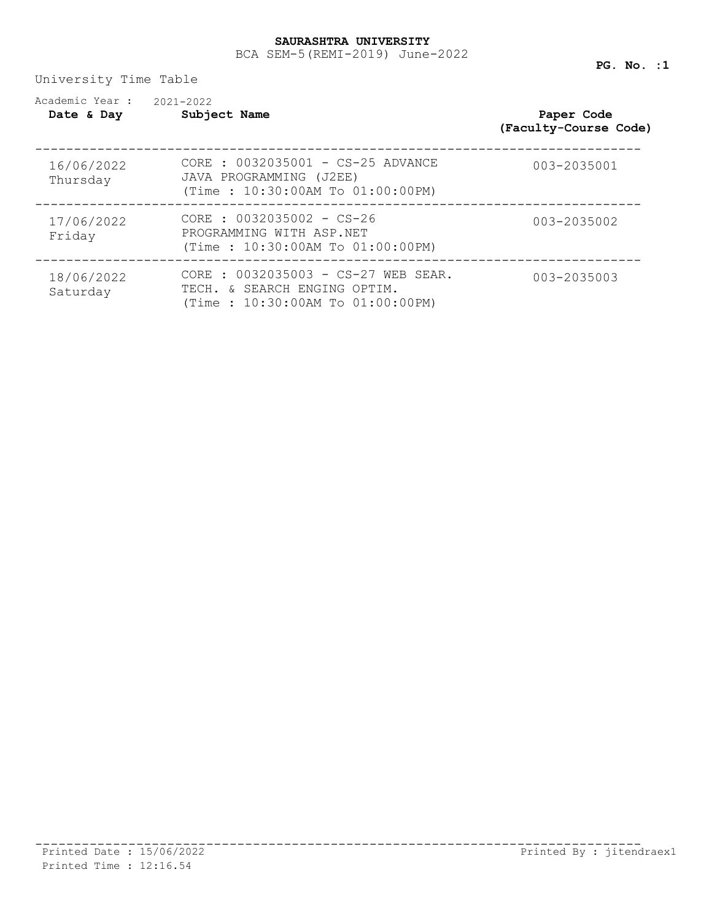**SAURASHTRA UNIVERSITY**

BCA SEM-5(REMI-2019) June-2022

University Time Table

Academic Year : 2021-2022

| Date & Day | Subject Name | Paper Code (Faculty-Course Code) |
|---|---|---|
| 16/06/2022 Thursday | CORE : 0032035001 - CS-25 ADVANCE JAVA PROGRAMMING (J2EE) (Time : 10:30:00AM To 01:00:00PM) | 003-2035001 |
| 17/06/2022 Friday | CORE : 0032035002 - CS-26 PROGRAMMING WITH ASP.NET (Time : 10:30:00AM To 01:00:00PM) | 003-2035002 |
| 18/06/2022 Saturday | CORE : 0032035003 - CS-27 WEB SEAR. TECH. & SEARCH ENGING OPTIM. (Time : 10:30:00AM To 01:00:00PM) | 003-2035003 |

Printed Date : 15/06/2022
Printed Time : 12:16.54

Printed By : jitendraex1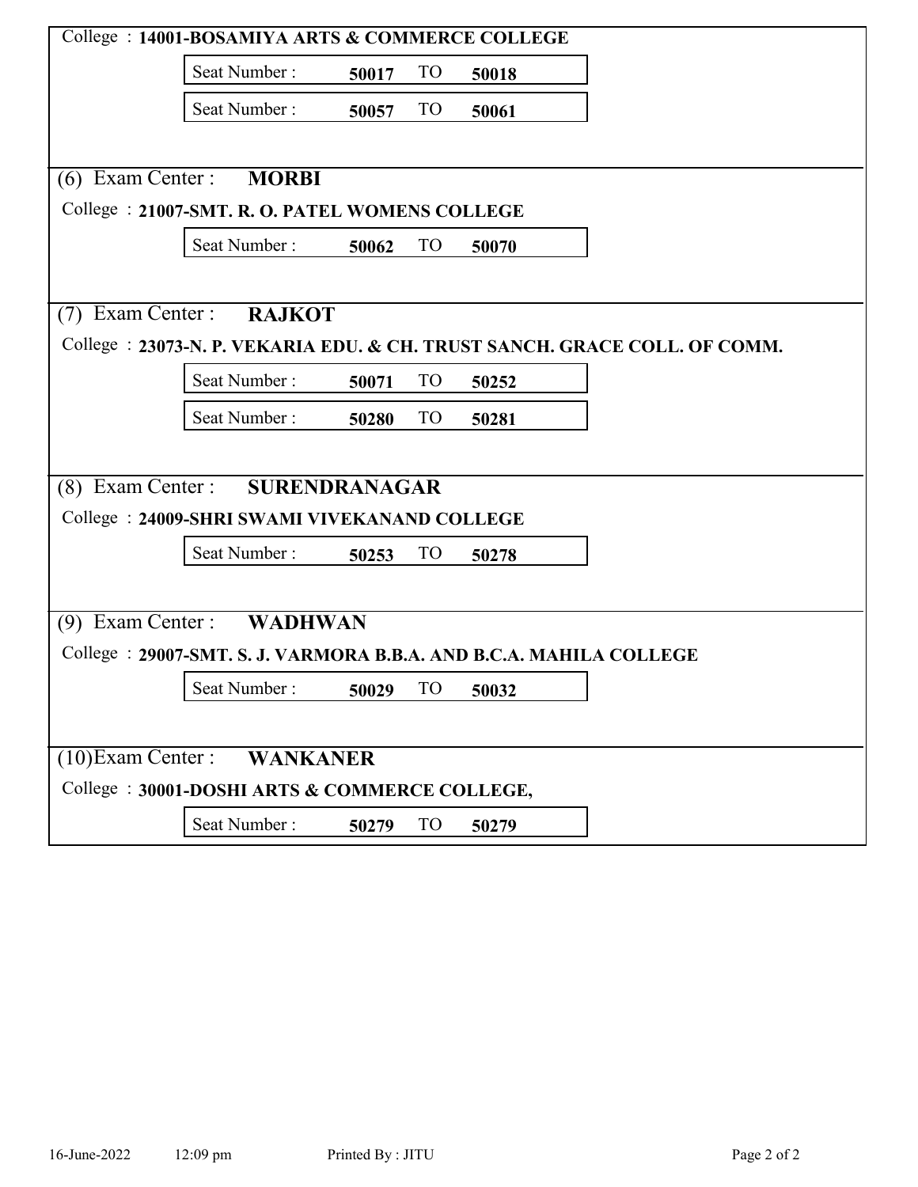College : **14001-BOSAMIYA ARTS & COMMERCE COLLEGE**

Seat Number : **50017** TO **50018**

Seat Number : **50057** TO **50061**

(6) Exam Center : **MORBI**

College : **21007-SMT. R. O. PATEL WOMENS COLLEGE**

Seat Number : **50062** TO **50070**

(7) Exam Center : **RAJKOT**

College : **23073-N. P. VEKARIA EDU. & CH. TRUST SANCH. GRACE COLL. OF COMM.**

Seat Number : **50071** TO **50252**

Seat Number : **50280** TO **50281**

(8) Exam Center : **SURENDRANAGAR**

College : **24009-SHRI SWAMI VIVEKANAND COLLEGE**

Seat Number : **50253** TO **50278**

(9) Exam Center : **WADHWAN**

College : **29007-SMT. S. J. VARMORA B.B.A. AND B.C.A. MAHILA COLLEGE**

Seat Number : **50029** TO **50032**

(10)Exam Center : **WANKANER**

College : **30001-DOSHI ARTS & COMMERCE COLLEGE,**

Seat Number : **50279** TO **50279**

16-June-2022 12:09 pm Printed By : JITU